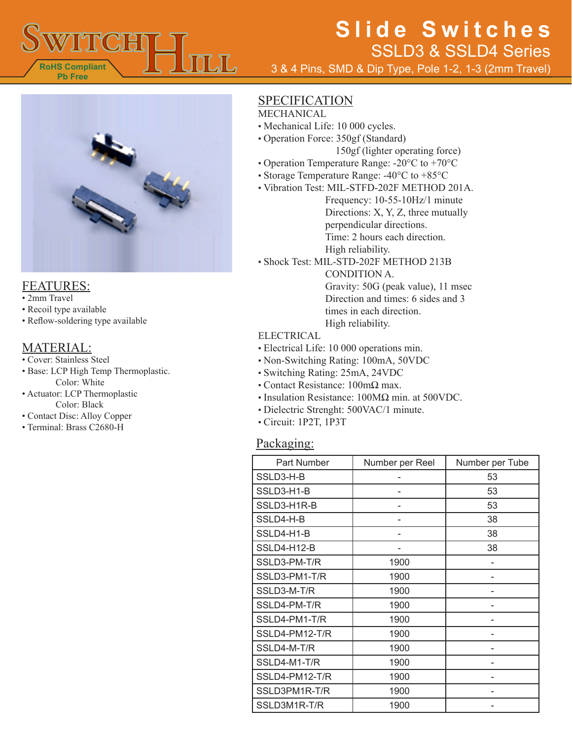# Slide Switches

## SSLD3 & SSLD4 Series

3 & 4 Pins, SMD & Dip Type, Pole 1-2, 1-3 (2mm Travel)

RoHS Compliant
Pb Free

## FEATURES:

- 2mm Travel
- Recoil type available
- Reflow-soldering type available

## MATERIAL:

- Cover: Stainless Steel
- Base: LCP High Temp Thermoplastic.
  Color: White
- Actuator: LCP Thermoplastic
  Color: Black
- Contact Disc: Alloy Copper
- Terminal: Brass C2680-H

## SPECIFICATION

MECHANICAL

- Mechanical Life: 10 000 cycles.
- Operation Force: 350gf (Standard)
  150gf (lighter operating force)
- Operation Temperature Range: -20°C to +70°C
- Storage Temperature Range: -40°C to +85°C
- Vibration Test: MIL-STFD-202F METHOD 201A.
  Frequency: 10-55-10Hz/1 minute
  Directions: X, Y, Z, three mutually perpendicular directions.
  Time: 2 hours each direction.
  High reliability.
- Shock Test: MIL-STD-202F METHOD 213B CONDITION A.
  Gravity: 50G (peak value), 11 msec
  Direction and times: 6 sides and 3 times in each direction.
  High reliability.

ELECTRICAL

- Electrical Life: 10 000 operations min.
- Non-Switching Rating: 100mA, 50VDC
- Switching Rating: 25mA, 24VDC
- Contact Resistance: 100mΩ max.
- Insulation Resistance: 100MΩ min. at 500VDC.
- Dielectric Strenght: 500VAC/1 minute.
- Circuit: 1P2T, 1P3T

## Packaging:

| Part Number | Number per Reel | Number per Tube |
|---|---|---|
| SSLD3-H-B | - | 53 |
| SSLD3-H1-B | - | 53 |
| SSLD3-H1R-B | - | 53 |
| SSLD4-H-B | - | 38 |
| SSLD4-H1-B | - | 38 |
| SSLD4-H12-B | - | 38 |
| SSLD3-PM-T/R | 1900 | - |
| SSLD3-PM1-T/R | 1900 | - |
| SSLD3-M-T/R | 1900 | - |
| SSLD4-PM-T/R | 1900 | - |
| SSLD4-PM1-T/R | 1900 | - |
| SSLD4-PM12-T/R | 1900 | - |
| SSLD4-M-T/R | 1900 | - |
| SSLD4-M1-T/R | 1900 | - |
| SSLD4-PM12-T/R | 1900 | - |
| SSLD3PM1R-T/R | 1900 | - |
| SSLD3M1R-T/R | 1900 | - |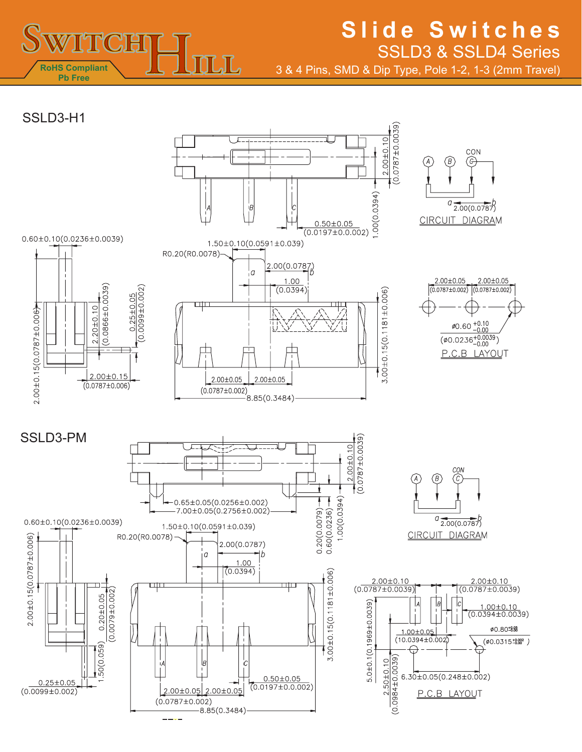# Slide Switches

## SSLD3 & SSLD4 Series

3 & 4 Pins, SMD & Dip Type, Pole 1-2, 1-3 (2mm Travel)

RoHS Compliant
Pb Free

## SSLD3-H1

2.00±0.10 (0.0787±0.0039)
1.00(0.0394)
0.50±0.05 (0.0197±0.0.002)
0.60±0.10(0.0236±0.0039)
1.50±0.10(0.0591±0.039)
R0.20(R0.0078)
2.00(0.0787)
1.00 (0.0394)
2.20±0.10 (0.0866±0.0039)
0.25±0.05 (0.0099±0.002)
2.00±0.15(0.0787±0.006)
2.00±0.15 (0.0787±0.006)
3.00±0.15(0.1181±0.006)
2.00±0.05 (0.0787±0.002)
2.00±0.05
8.85(0.3484)

CON
A B C
a 2.00(0.0787) b
CIRCUIT DIAGRAM

2.00±0.05 (0.0787±0.002)
2.00±0.05 (0.0787±0.002)
ø0.60 $^{+0.10}_{-0.00}$
(ø0.0236$^{+0.0039}_{-0.00}$)
P.C.B LAYOUT

## SSLD3-PM

2.00±0.10 (0.0787±0.0039)
0.65±0.05(0.0256±0.002)
7.00±0.05(0.2756±0.002)
0.20(0.0079)
0.60(0.0236)
1.00(0.0394)
0.60±0.10(0.0236±0.0039)
1.50±0.10(0.0591±0.039)
R0.20(R0.0078)
2.00(0.0787)
1.00 (0.0394)
2.00±0.15(0.0787±0.006)
0.20±0.05 (0.0079±0.002)
1.50(0.059)
0.25±0.05 (0.0099±0.002)
3.00±0.15(0.1181±0.006)
0.50±0.05 (0.0197±0.0.002)
2.00±0.05 2.00±0.05 (0.0787±0.002)
8.85(0.3484)

CON
A B C
a 2.00(0.0787) b
CIRCUIT DIAGRAM

2.00±0.10 (0.0787±0.0039)
2.00±0.10 (0.0787±0.0039)
1.00±0.10 (0.0394±0.0039)
ø0.80$^{+0.05}_{-0.00}$
(ø0.0315$^{+0.002}_{-0.00}$)
1.00±0.05 (10.0394±0.002)
5.0±0.1(0.1969±0.0039)
2.50±0.10 (0.0984±0.0039)
6.30±0.05(0.248±0.002)
P.C.B LAYOUT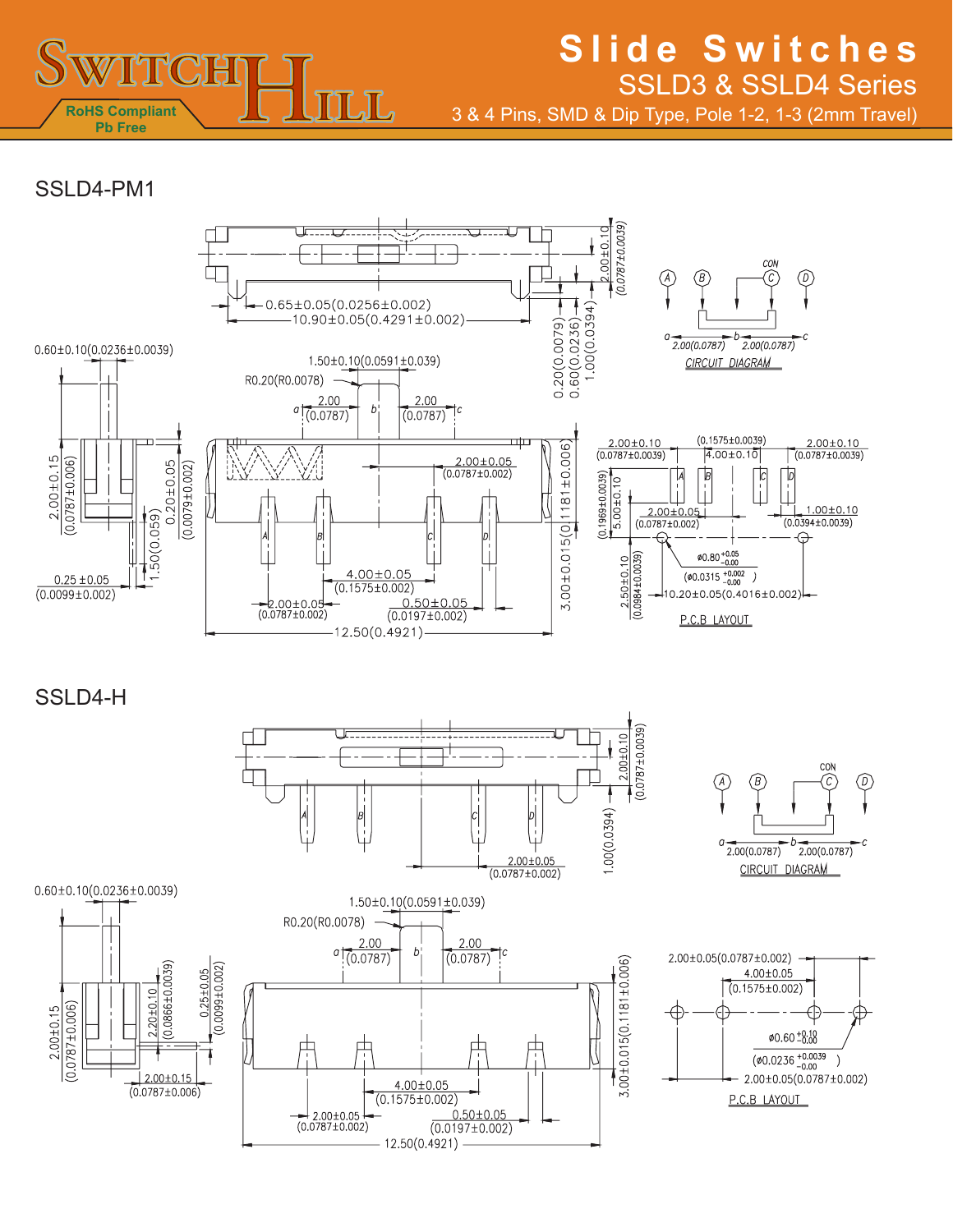# Slide Switches

## SSLD3 & SSLD4 Series

3 & 4 Pins, SMD & Dip Type, Pole 1-2, 1-3 (2mm Travel)

RoHS Compliant
Pb Free

## SSLD4-PM1

0.65±0.05(0.0256±0.002)
10.90±0.05(0.4291±0.002)
2.00±0.10 (0.0787±0.0039)
0.20(0.0079) 0.60(0.0236) 1.00(0.0394)
0.60±0.10(0.0236±0.0039)
1.50±0.10(0.0591±0.039)
R0.20(R0.0078)
2.00 (0.0787) 2.00 (0.0787)
2.00±0.05 (0.0787±0.002)
2.00±0.15 (0.0787±0.006)
0.20±0.05 (0.0079±0.002)
1.50(0.059)
0.25±0.05 (0.0099±0.002)
3.00±0.015(0.1181±0.006)
4.00±0.05 (0.1575±0.002)
2.00±0.05 (0.0787±0.002)
0.50±0.05 (0.0197±0.002)
12.50(0.4921)

CIRCUIT DIAGRAM: A B C D, CON; a 2.00(0.0787) b 2.00(0.0787) c

P.C.B LAYOUT:
2.00±0.10 (0.0787±0.0039)
(0.1575±0.0039) 4.00±0.10
2.00±0.10 (0.0787±0.0039)
5.00±0.10 (0.1969±0.0039)
2.00±0.05 (0.0787±0.002)
1.00±0.10 (0.0394±0.0039)
2.50±0.10 (0.0984±0.0039)
ø0.80 $^{+0.05}_{-0.00}$ (ø0.0315 $^{+0.002}_{-0.00}$)
10.20±0.05(0.4016±0.002)

## SSLD4-H

2.00±0.10 (0.0787±0.0039)
1.00(0.0394)
2.00±0.05 (0.0787±0.002)
0.60±0.10(0.0236±0.0039)
1.50±0.10(0.0591±0.039)
R0.20(R0.0078)
2.00 (0.0787) 2.00 (0.0787)
2.00±0.15 (0.0787±0.006)
2.20±0.10 (0.0866±0.0039)
0.25±0.05 (0.0099±0.002)
2.00±0.15 (0.0787±0.006)
3.00±0.015(0.1181±0.006)
4.00±0.05 (0.1575±0.002)
2.00±0.05 (0.0787±0.002)
0.50±0.05 (0.0197±0.002)
12.50(0.4921)

CIRCUIT DIAGRAM: A B C D, CON; a 2.00(0.0787) b 2.00(0.0787) c

P.C.B LAYOUT:
2.00±0.05(0.0787±0.002)
4.00±0.05 (0.1575±0.002)
ø0.60 $^{+0.10}_{-0.00}$ (ø0.0236 $^{+0.0039}_{-0.00}$)
2.00±0.05(0.0787±0.002)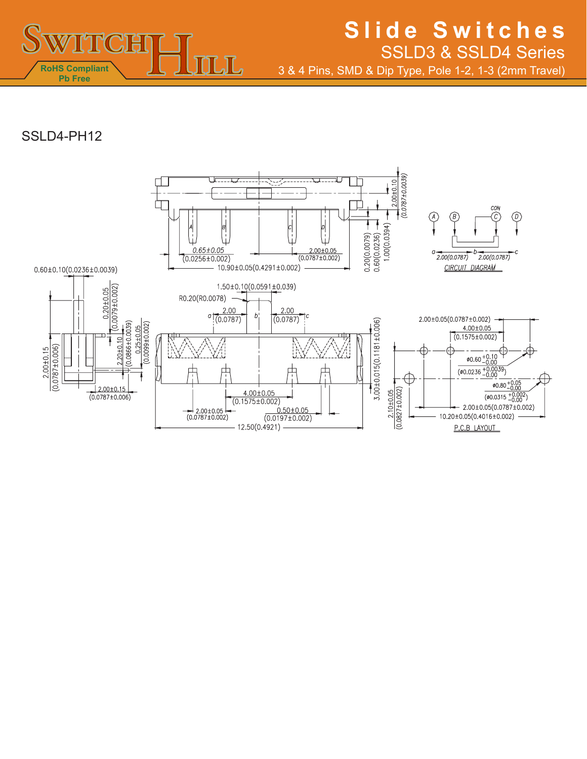## SSLD4-PH12

0.65±0.05 (0.0256±0.002)

2.00±0.05 (0.0787±0.002)

10.90±0.05(0.4291±0.002)

2.00±0.10 (0.0787±0.0039)

0.20(0.0079)

0.60(0.0236)

1.00(0.0394)

CON

A B C D

a 2.00(0.0787) b 2.00(0.0787) c

CIRCUIT DIAGRAM

0.60±0.10(0.0236±0.0039)

0.20±0.05 (0.0079±0.002)

2.20±0.10 (0.0866±0.0039)

0.25±0.05 (0.0099±0.002)

2.00±0.15 (0.0787±0.006)

2.00±0.15 (0.0787±0.006)

1.50±0.10(0.0591±0.039)

R0.20(R0.0078)

a 2.00 (0.0787) b 2.00 (0.0787) c

3.00±0.015(0.1181±0.006)

4.00±0.05 (0.1575±0.002)

2.00±0.05 (0.0787±0.002)

0.50±0.05 (0.0197±0.002)

12.50(0.4921)

2.00±0.05(0.0787±0.002)

4.00±0.05 (0.1575±0.002)

ø0.60 $^{+0.10}_{-0.00}$ (ø0.0236 $^{+0.0039}_{-0.00}$)

ø0.80 $^{+0.05}_{-0.00}$ (ø0.0315 $^{+0.002}_{-0.00}$)

2.10±0.05 (0.0827±0.002)

2.00±0.05(0.0787±0.002)

10.20±0.05(0.4016±0.002)

P.C.B LAYOUT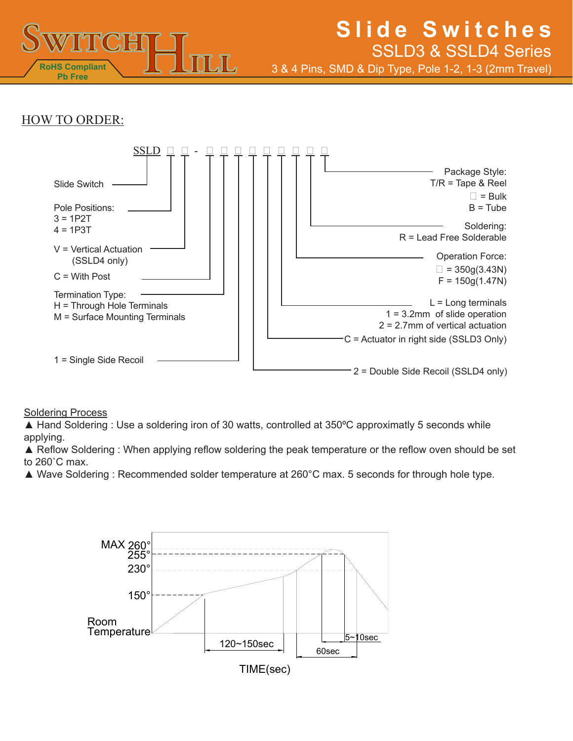# Slide Switches

## SSLD3 & SSLD4 Series

3 & 4 Pins, SMD & Dip Type, Pole 1-2, 1-3 (2mm Travel)

RoHS Compliant
Pb Free

## HOW TO ORDER:

SSLD □ □ - □ □ □ □ □ □ □ □ □

Slide Switch

Pole Positions:
3 = 1P2T
4 = 1P3T

V = Vertical Actuation (SSLD4 only)

C = With Post

Termination Type:
H = Through Hole Terminals
M = Surface Mounting Terminals

1 = Single Side Recoil

2 = Double Side Recoil (SSLD4 only)

C = Actuator in right side (SSLD3 Only)

L = Long terminals
1 = 3.2mm of slide operation
2 = 2.7mm of vertical actuation

Operation Force:
□ = 350g(3.43N)
F = 150g(1.47N)

Soldering:
R = Lead Free Solderable

Package Style:
T/R = Tape & Reel
□ = Bulk
B = Tube

Soldering Process

▲ Hand Soldering : Use a soldering iron of 30 watts, controlled at 350ºC approximatly 5 seconds while applying.

▲ Reflow Soldering : When applying reflow soldering the peak temperature or the reflow oven should be set to 260˚C max.

▲ Wave Soldering : Recommended solder temperature at 260°C max. 5 seconds for through hole type.

MAX 260°
255°
230°
150°
Room Temperature
120~150sec
60sec
5~10sec
TIME(sec)